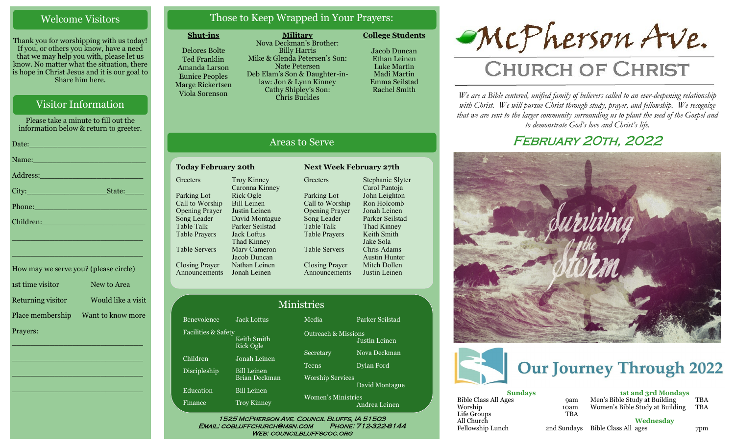## Welcome Visitors

Thank you for worshipping with us today! If you, or others you know, have a need that we may help you with, please let us know. No matter what the situation, there is hope in Christ Jesus and it is our goal to Share him here.

## Visitor Information

Please take a minute to fill out the information below & return to greeter.

Date:_______________________

Name:_______________________

Address:_____________________

City:________________State:_____

Phone:______________________

Children:____________________

____________________________

____________________________

How may we serve you? (please circle)

1st time visitor — New to Area

Returning visitor — Would like a visit

Place membership — Want to know more

Prayers:

____________________________

____________________________

____________________________

____________________________

## Those to Keep Wrapped in Your Prayers:

**Shut-ins**

Delores Bolte
Ted Franklin
Amanda Larson
Eunice Peoples
Marge Rickertsen
Viola Sorenson

**Military**

Nova Deckman's Brother: Billy Harris
Mike & Glenda Petersen's Son: Nate Petersen
Deb Elam's Son & Daughter-in-law: Jon & Lynn Kinney
Cathy Shipley's Son: Chris Buckles

**College Students**

Jacob Duncan
Ethan Leinen
Luke Martin
Madi Martin
Emma Seilstad
Rachel Smith

## Areas to Serve

**Today February 20th**

| Role | Name |
|---|---|
| Greeters | Troy Kinney, Caronna Kinney |
| Parking Lot | Rick Ogle |
| Call to Worship | Bill Leinen |
| Opening Prayer | Justin Leinen |
| Song Leader | David Montague |
| Table Talk | Parker Seilstad |
| Table Prayers | Jack Loftus, Thad Kinney |
| Table Servers | Mary Cameron, Jacob Duncan |
| Closing Prayer | Nathan Leinen |
| Announcements | Jonah Leinen |

**Next Week February 27th**

| Role | Name |
|---|---|
| Greeters | Stephanie Slyter, Carol Pantoja |
| Parking Lot | John Leighton |
| Call to Worship | Ron Holcomb |
| Opening Prayer | Jonah Leinen |
| Song Leader | Parker Seilstad |
| Table Talk | Thad Kinney |
| Table Prayers | Keith Smith, Jake Sola |
| Table Servers | Chris Adams, Austin Hunter |
| Closing Prayer | Mitch Dollen |
| Announcements | Justin Leinen |

## Ministries

| Ministry | Leader |
|---|---|
| Benevolence | Jack Loftus |
| Facilities & Safety | Keith Smith, Rick Ogle |
| Children | Jonah Leinen |
| Discipleship | Bill Leinen, Brian Deckman |
| Education | Bill Leinen |
| Finance | Troy Kinney |
| Media | Parker Seilstad |
| Outreach & Missions | Justin Leinen |
| Secretary | Nova Deckman |
| Teens | Dylan Ford |
| Worship Services | David Montague |
| Women's Ministries | Andrea Leinen |

1525 McPherson Ave. Council Bluffs, IA 51503
Email: cobluffchurch@msn.com Phone: 712-322-8144
Web: councilbluffscoc.org

# McPherson Ave.
# Church of Christ

*We are a Bible centered, unified family of believers called to an ever-deepening relationship with Christ. We will pursue Christ through study, prayer, and fellowship. We recognize that we are sent to the larger community surrounding us to plant the seed of the Gospel and to demonstrate God's love and Christ's life.*

## February 20th, 2022

Surviving the Storm

## Our Journey Through 2022

**Sundays**

| Event | Time |
|---|---|
| Bible Class All Ages | 9am |
| Worship | 10am |
| Life Groups | TBA |
| All Church Fellowship Lunch | 2nd Sundays |

**1st and 3rd Mondays**

| Event | Time |
|---|---|
| Men's Bible Study at Building | TBA |
| Women's Bible Study at Building | TBA |

**Wednesday**

| Event | Time |
|---|---|
| Bible Class All ages | 7pm |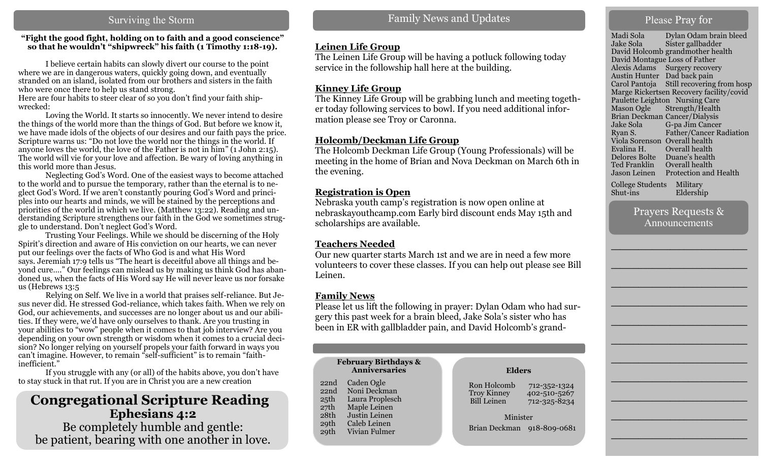## Surviving the Storm

**"Fight the good fight, holding on to faith and a good conscience" so that he wouldn't "shipwreck" his faith (1 Timothy 1:18-19).**

I believe certain habits can slowly divert our course to the point where we are in dangerous waters, quickly going down, and eventually stranded on an island, isolated from our brothers and sisters in the faith who were once there to help us stand strong.

Here are four habits to steer clear of so you don't find your faith ship-wrecked:

Loving the World. It starts so innocently. We never intend to desire the things of the world more than the things of God. But before we know it, we have made idols of the objects of our desires and our faith pays the price. Scripture warns us: "Do not love the world nor the things in the world. If anyone loves the world, the love of the Father is not in him" (1 John 2:15). The world will vie for your love and affection. Be wary of loving anything in this world more than Jesus.

Neglecting God's Word. One of the easiest ways to become attached to the world and to pursue the temporary, rather than the eternal is to neglect God's Word. If we aren't constantly pouring God's Word and principles into our hearts and minds, we will be stained by the perceptions and priorities of the world in which we live. (Matthew 13:22). Reading and understanding Scripture strengthens our faith in the God we sometimes struggle to understand. Don't neglect God's Word.

Trusting Your Feelings. While we should be discerning of the Holy Spirit's direction and aware of His conviction on our hearts, we can never put our feelings over the facts of Who God is and what His Word says. Jeremiah 17:9 tells us "The heart is deceitful above all things and beyond cure…." Our feelings can mislead us by making us think God has abandoned us, when the facts of His Word say He will never leave us nor forsake us (Hebrews 13:5

Relying on Self. We live in a world that praises self-reliance. But Jesus never did. He stressed God-reliance, which takes faith. When we rely on God, our achievements, and successes are no longer about us and our abilities. If they were, we'd have only ourselves to thank. Are you trusting in your abilities to "wow" people when it comes to that job interview? Are you depending on your own strength or wisdom when it comes to a crucial decision? No longer relying on yourself propels your faith forward in ways you can't imagine. However, to remain "self-sufficient" is to remain "faith-inefficient."

If you struggle with any (or all) of the habits above, you don't have to stay stuck in that rut. If you are in Christ you are a new creation

## Congregational Scripture Reading
### Ephesians 4:2

Be completely humble and gentle:
be patient, bearing with one another in love.

## Family News and Updates

**Leinen Life Group**
The Leinen Life Group will be having a potluck following today service in the followship hall here at the building.

**Kinney Life Group**
The Kinney Life Group will be grabbing lunch and meeting together today following services to bowl. If you need additional information please see Troy or Caronna.

**Holcomb/Deckman Life Group**
The Holcomb Deckman Life Group (Young Professionals) will be meeting in the home of Brian and Nova Deckman on March 6th in the evening.

**Registration is Open**
Nebraska youth camp's registration is now open online at nebraskayouthcamp.com Early bird discount ends May 15th and scholarships are available.

**Teachers Needed**
Our new quarter starts March 1st and we are in need a few more volunteers to cover these classes. If you can help out please see Bill Leinen.

**Family News**
Please let us lift the following in prayer: Dylan Odam who had surgery this past week for a brain bleed, Jake Sola's sister who has been in ER with gallbladder pain, and David Holcomb's grand-

### February Birthdays & Anniversaries

| | |
|---|---|
| 22nd | Caden Ogle |
| 22nd | Noni Deckman |
| 25th | Laura Proplesch |
| 27th | Maple Leinen |
| 28th | Justin Leinen |
| 29th | Caleb Leinen |
| 29th | Vivian Fulmer |

### Elders

| | |
|---|---|
| Ron Holcomb | 712-352-1324 |
| Troy Kinney | 402-510-5267 |
| Bill Leinen | 712-325-8234 |

Minister

Brian Deckman 918-809-0681

## Please Pray for

| | |
|---|---|
| Madi Sola | Dylan Odam brain bleed |
| Jake Sola | Sister gallbadder |
| David Holcomb | grandmother health |
| David Montague | Loss of Father |
| Alexis Adams | Surgery recovery |
| Austin Hunter | Dad back pain |
| Carol Pantoja | Still recovering from hosp |
| Marge Rickertsen | Recovery facility/covid |
| Paulette Leighton | Nursing Care |
| Mason Ogle | Strength/Health |
| Brian Deckman | Cancer/Dialysis |
| Jake Sola | G-pa Jim Cancer |
| Ryan S. | Father/Cancer Radiation |
| Viola Sorenson | Overall health |
| Evalina H. | Overall health |
| Delores Bolte | Duane's health |
| Ted Franklin | Overall health |
| Jason Leinen | Protection and Health |
| College Students | Military |
| Shut-ins | Eldership |

## Prayers Requests & Announcements